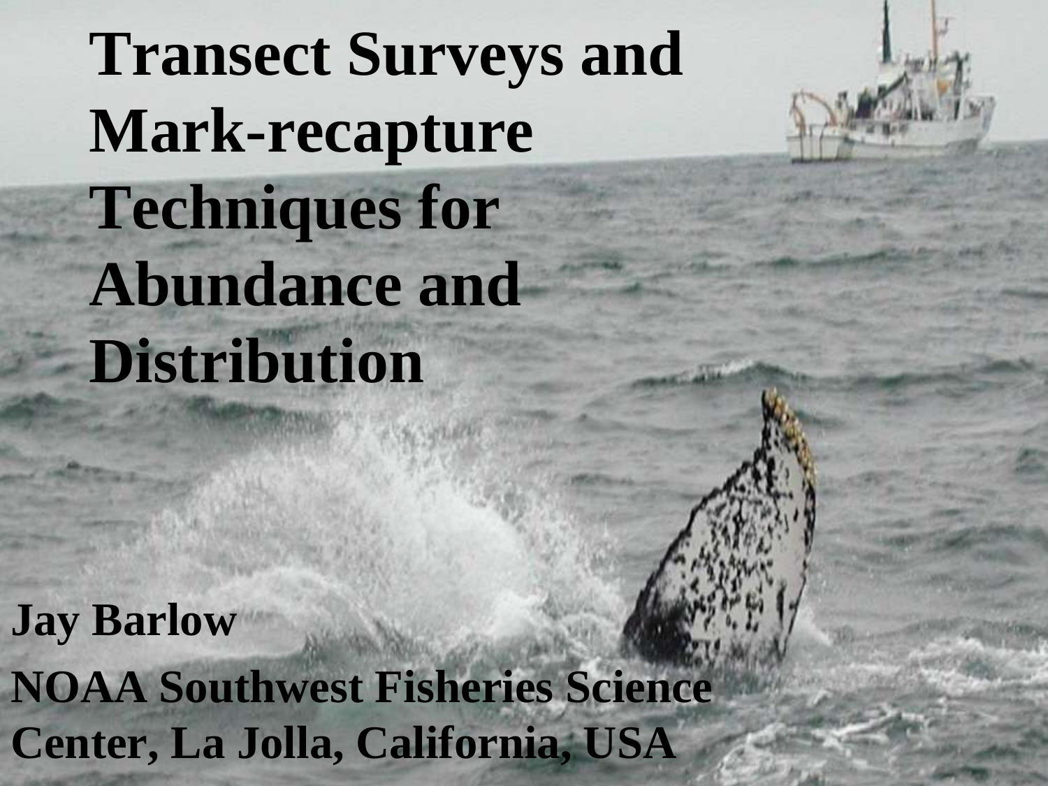# Transect Surveys and Mark-recapture Techniques for Abundance and Distribution

**Jay Barlow**

**NOAA Southwest Fisheries Science Center, La Jolla, California, USA**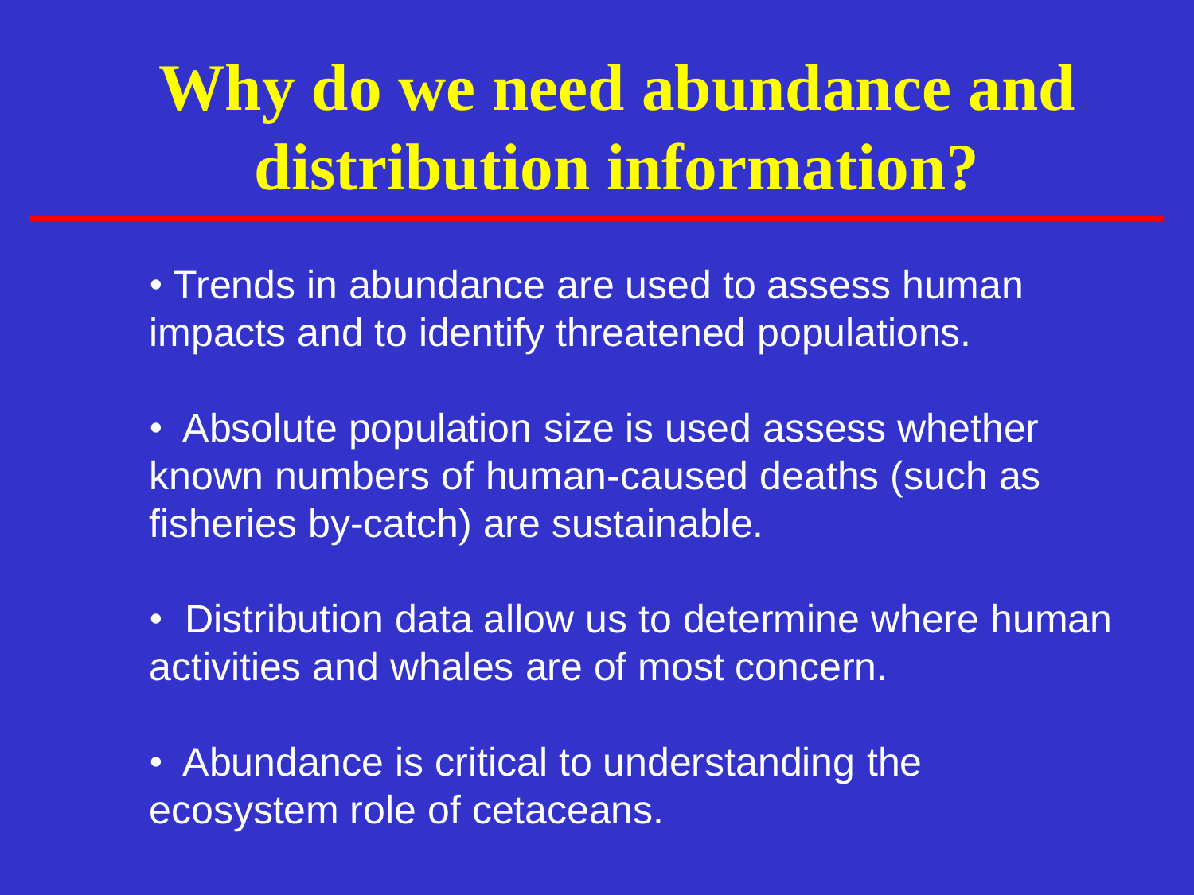# Why do we need abundance and distribution information?

- Trends in abundance are used to assess human impacts and to identify threatened populations.
- Absolute population size is used assess whether known numbers of human-caused deaths (such as fisheries by-catch) are sustainable.
- Distribution data allow us to determine where human activities and whales are of most concern.
- Abundance is critical to understanding the ecosystem role of cetaceans.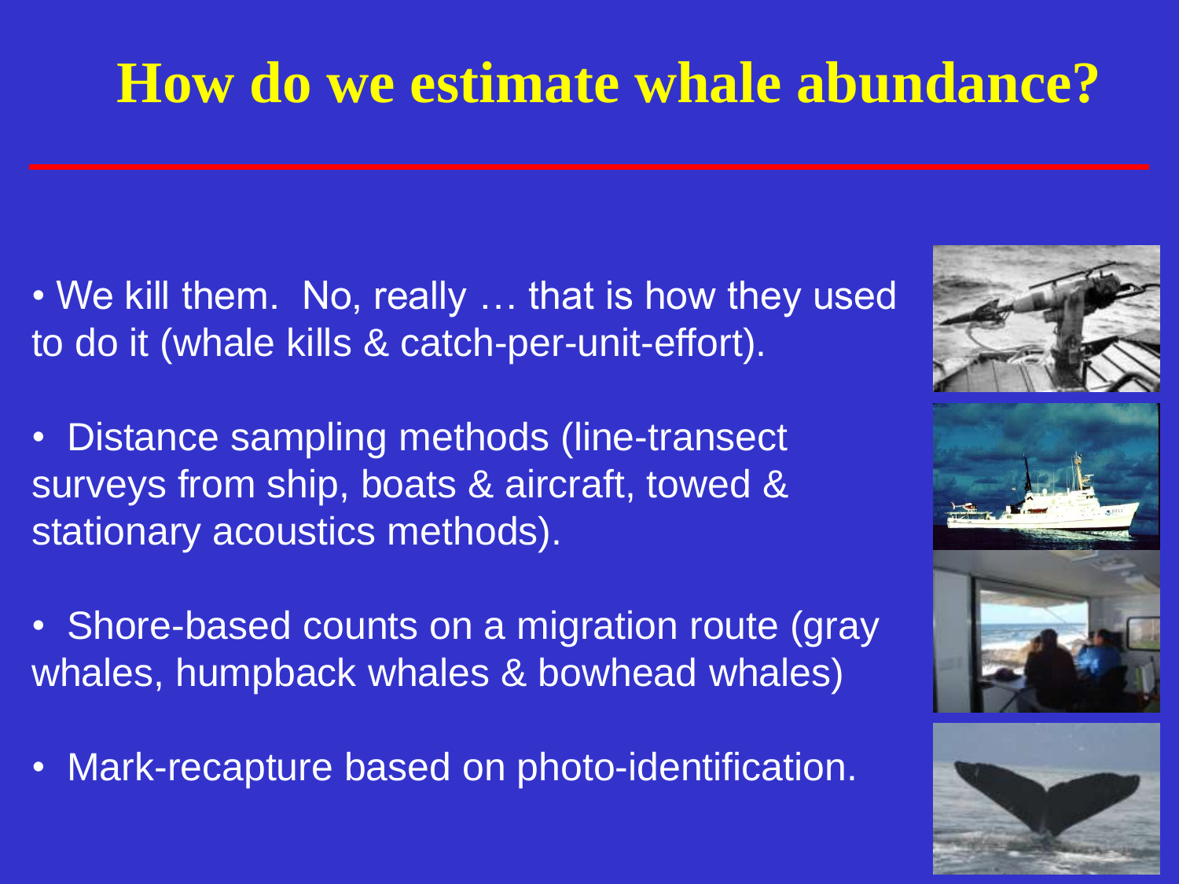# How do we estimate whale abundance?

- We kill them. No, really … that is how they used to do it (whale kills & catch-per-unit-effort).

- Distance sampling methods (line-transect surveys from ship, boats & aircraft, towed & stationary acoustics methods).

- Shore-based counts on a migration route (gray whales, humpback whales & bowhead whales)

- Mark-recapture based on photo-identification.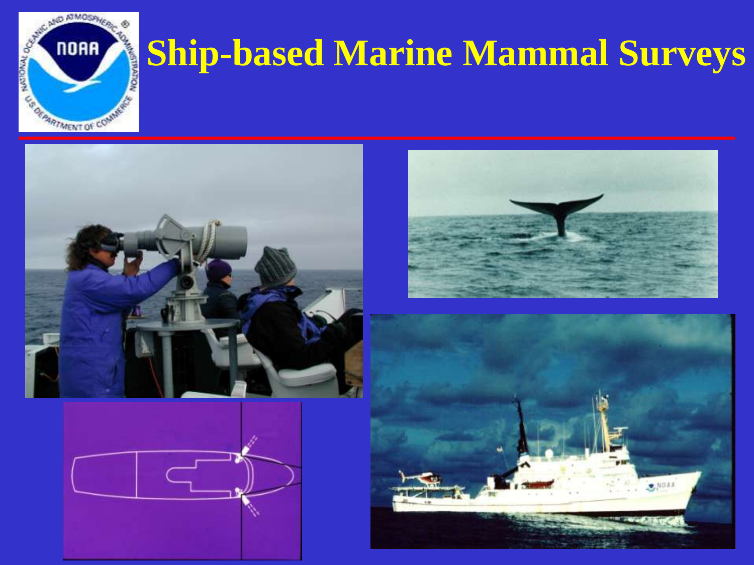# Ship-based Marine Mammal Surveys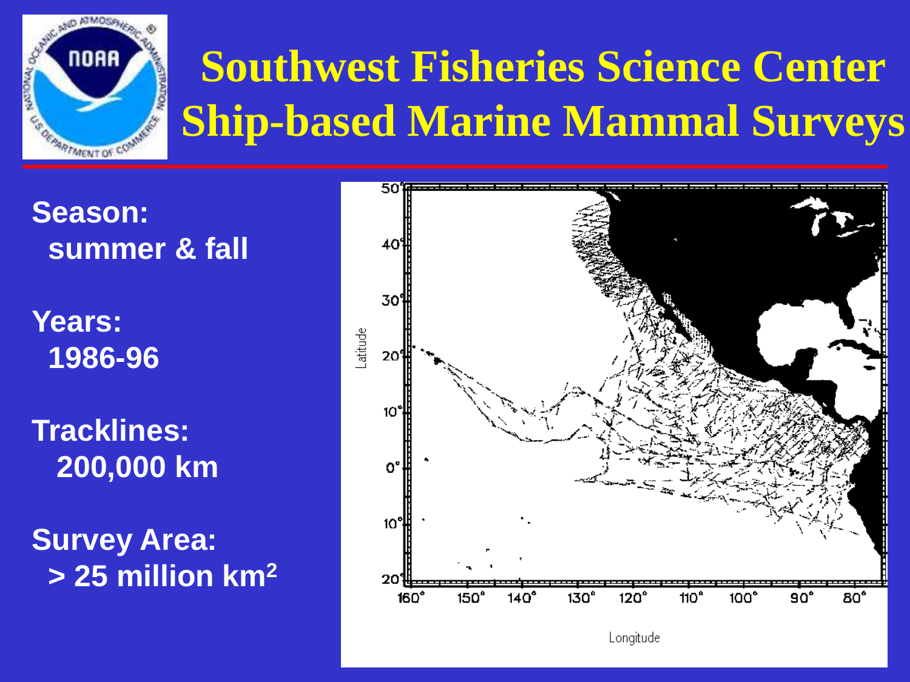# Southwest Fisheries Science Center Ship-based Marine Mammal Surveys

**Season:**
**summer & fall**

**Years:**
**1986-96**

**Tracklines:**
**200,000 km**

**Survey Area:**
**> 25 million km$^2$**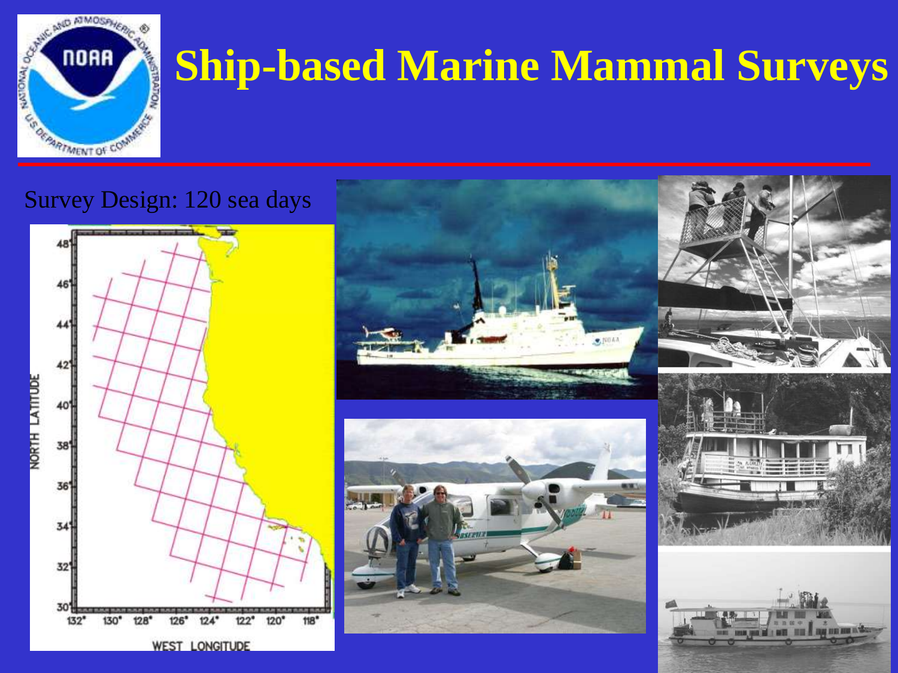# Ship-based Marine Mammal Surveys

Survey Design: 120 sea days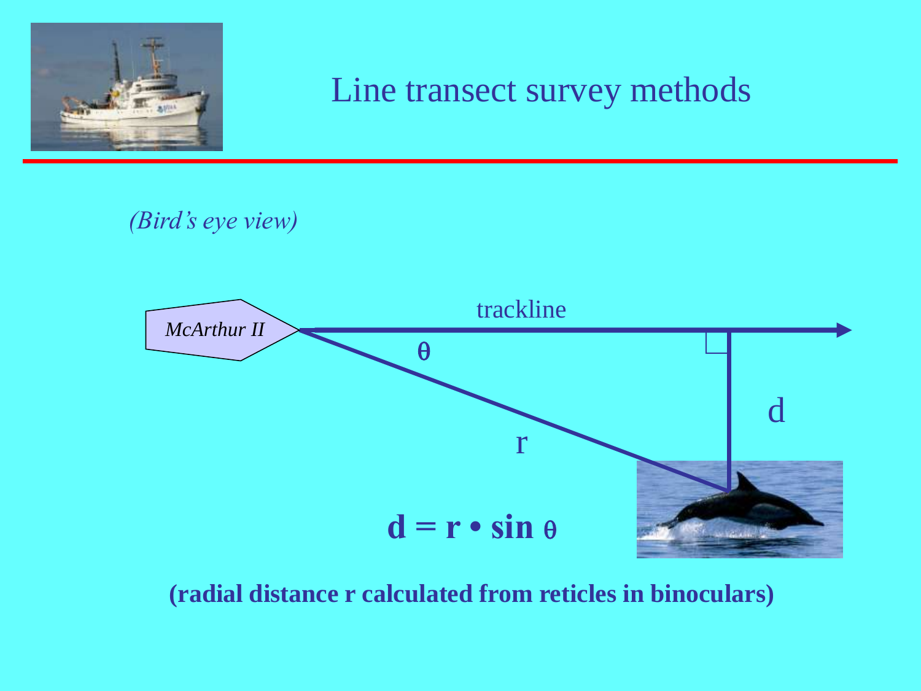# Line transect survey methods

*(Bird's eye view)*

McArthur II

trackline

$\theta$

r

d

$$\mathbf{d = r \cdot \sin \theta}$$

**(radial distance r calculated from reticles in binoculars)**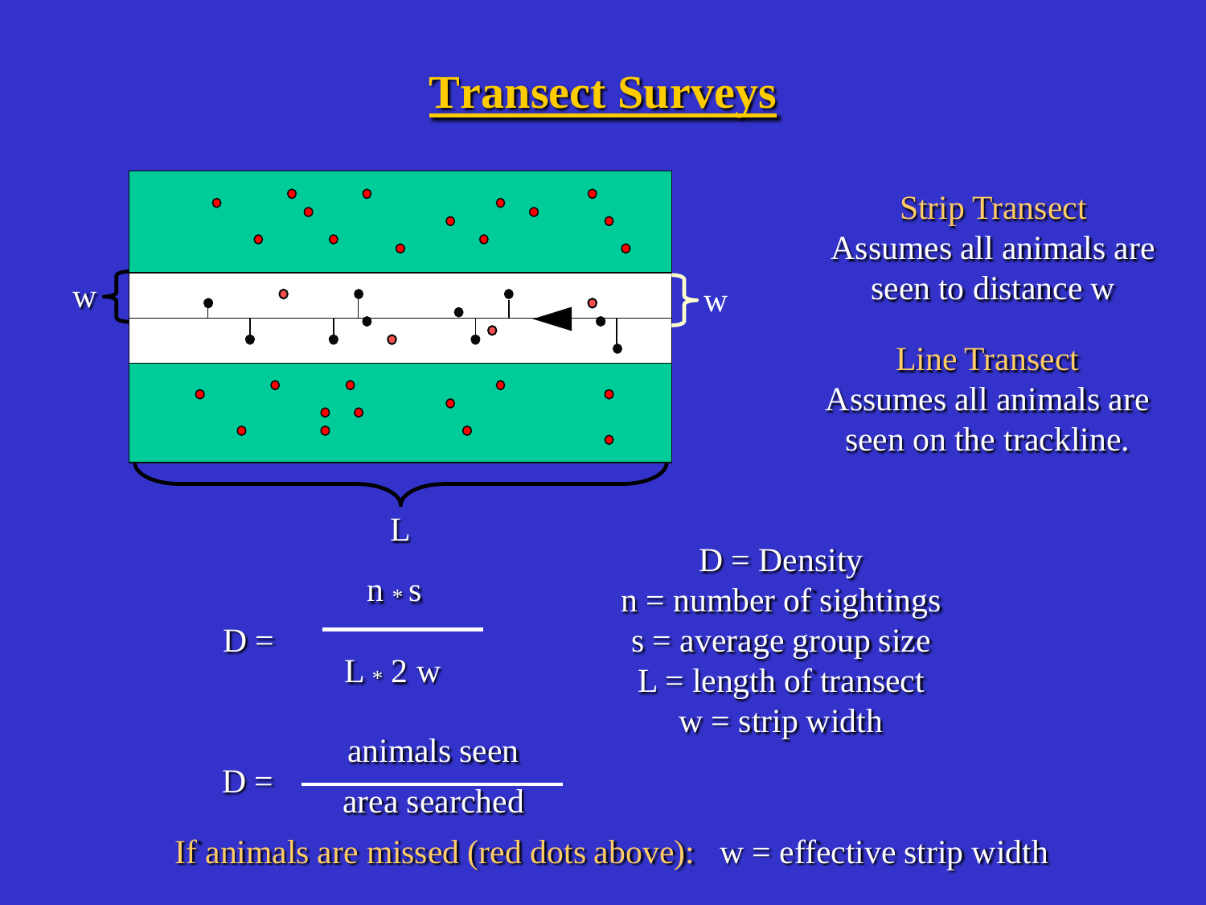# Transect Surveys

**Strip Transect**
Assumes all animals are seen to distance w

**Line Transect**
Assumes all animals are seen on the trackline.

$$D = \frac{n * s}{L * 2w}$$

D = Density
n = number of sightings
s = average group size
L = length of transect
w = strip width

$$D = \frac{\text{animals seen}}{\text{area searched}}$$

If animals are missed (red dots above): w = effective strip width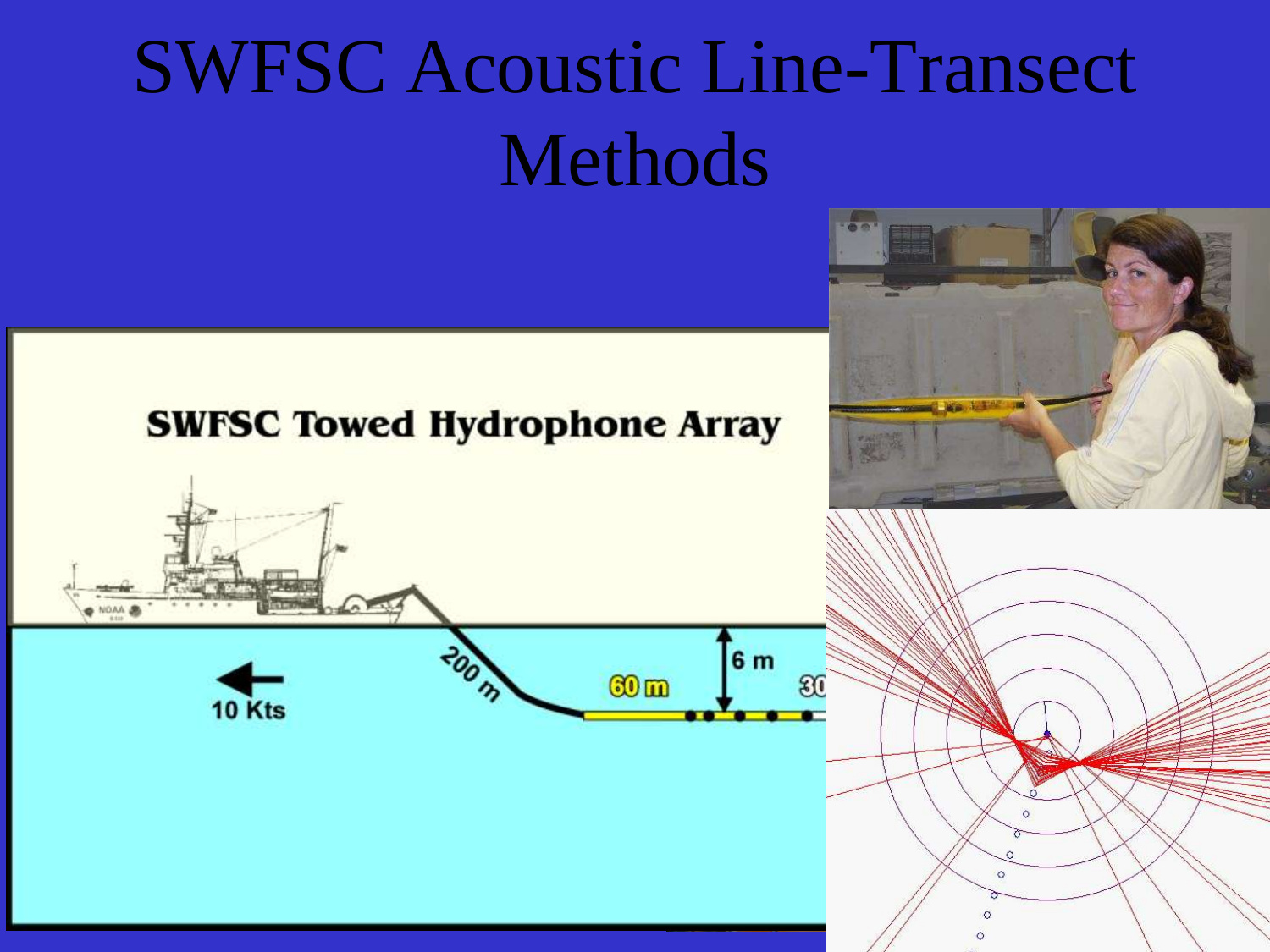# SWFSC Acoustic Line-Transect Methods

SWFSC Towed Hydrophone Array

10 Kts

200 m

60 m

6 m

30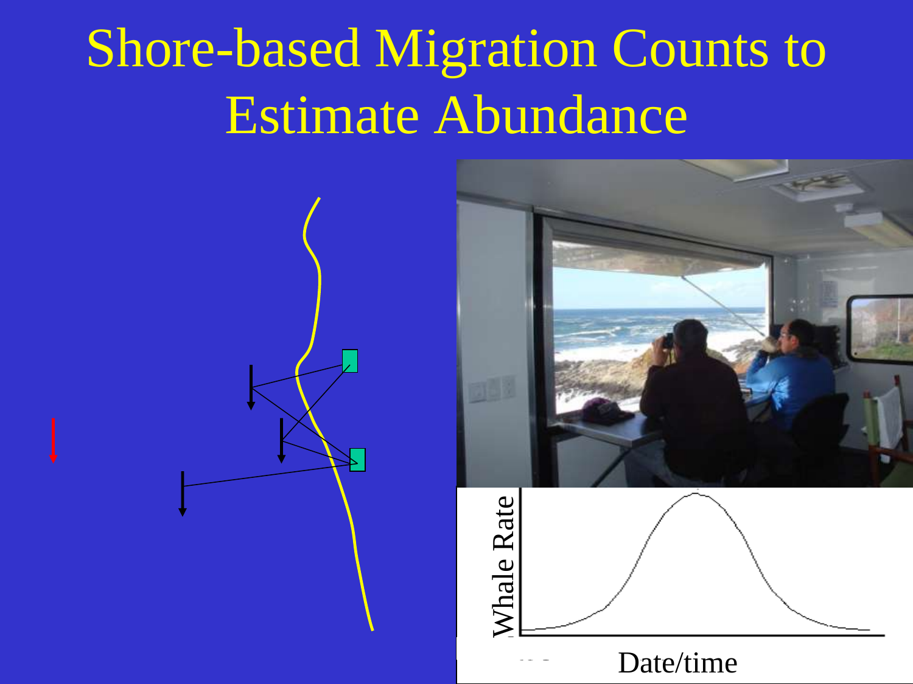# Shore-based Migration Counts to Estimate Abundance

Whale Rate

Date/time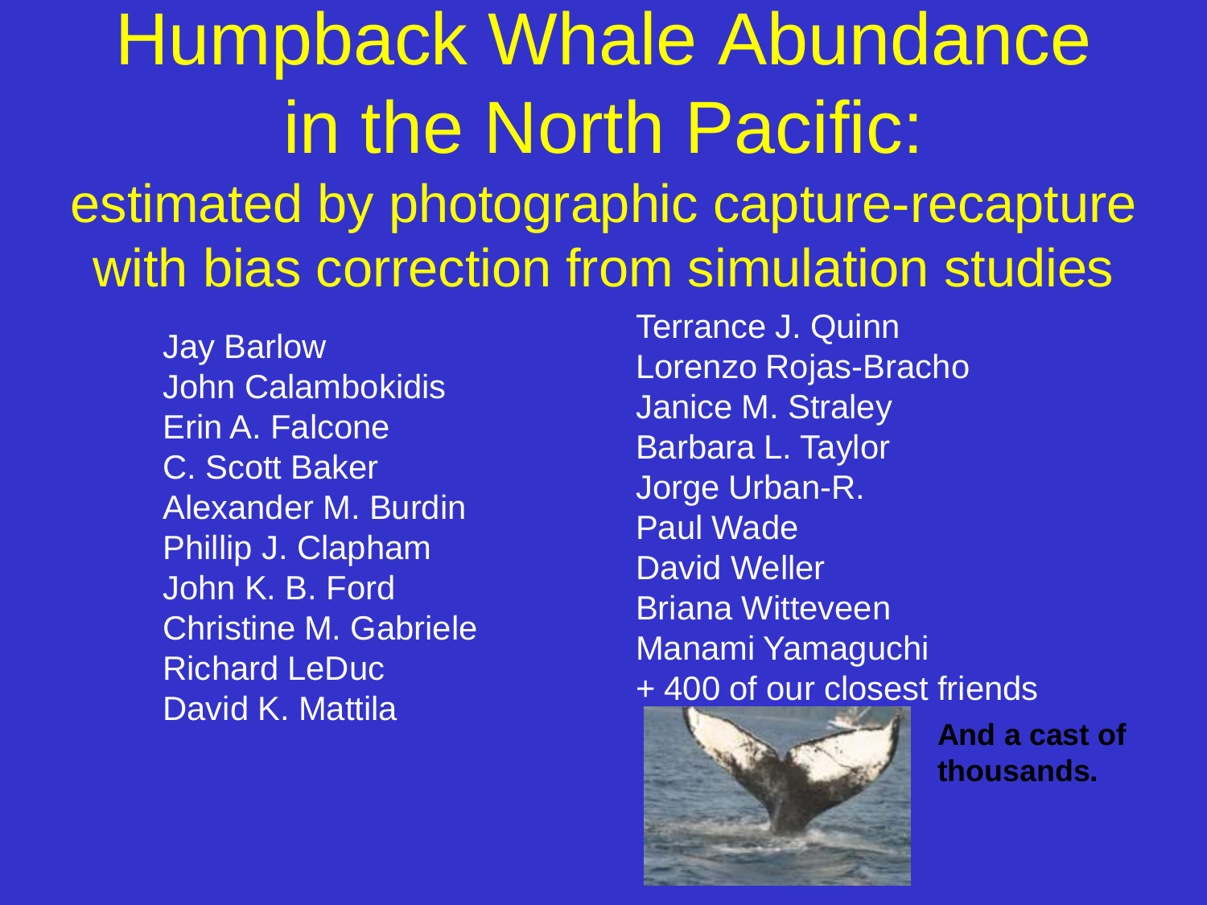# Humpback Whale Abundance in the North Pacific:

## estimated by photographic capture-recapture with bias correction from simulation studies

Jay Barlow
John Calambokidis
Erin A. Falcone
C. Scott Baker
Alexander M. Burdin
Phillip J. Clapham
John K. B. Ford
Christine M. Gabriele
Richard LeDuc
David K. Mattila
Terrance J. Quinn
Lorenzo Rojas-Bracho
Janice M. Straley
Barbara L. Taylor
Jorge Urban-R.
Paul Wade
David Weller
Briana Witteveen
Manami Yamaguchi
+ 400 of our closest friends

**And a cast of thousands.**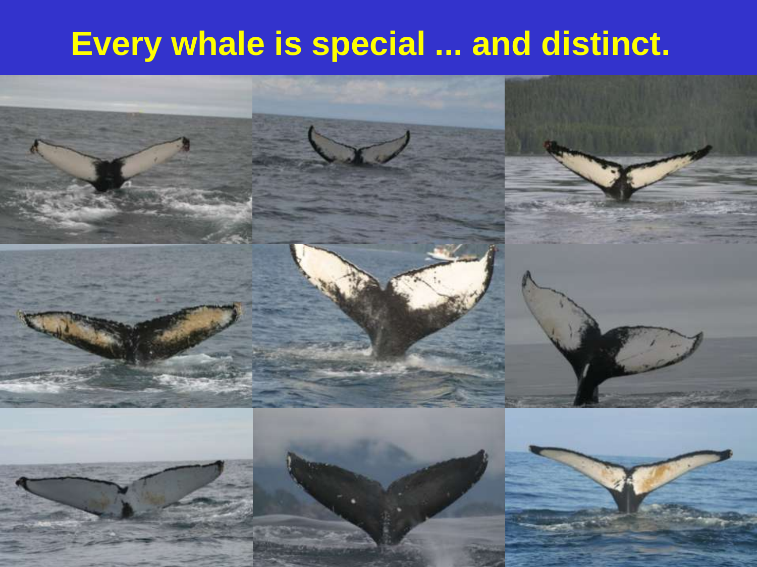# Every whale is special ... and distinct.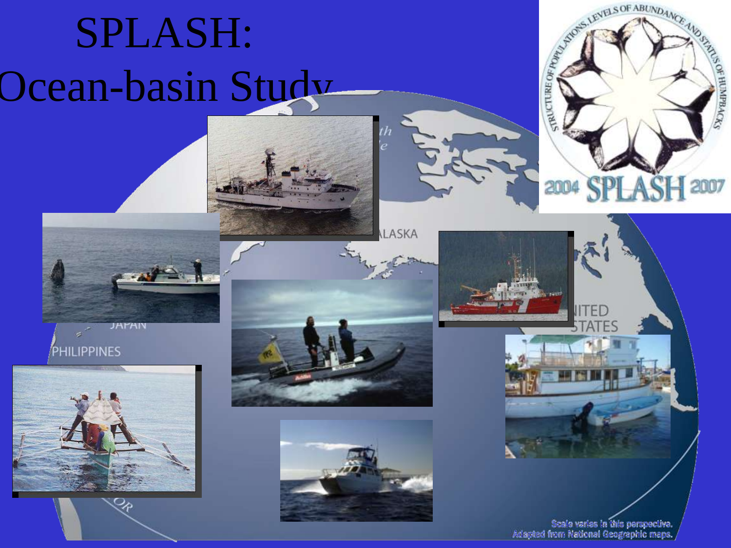# SPLASH: Ocean-basin Study

Scale varies in this perspective.
Adapted from National Geographic maps.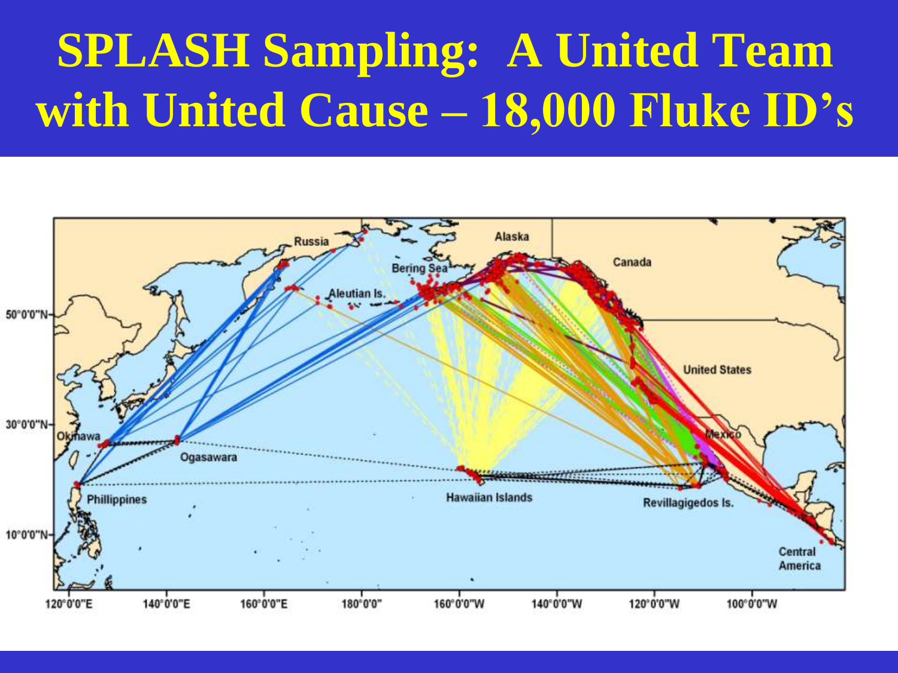# SPLASH Sampling: A United Team with United Cause – 18,000 Fluke ID's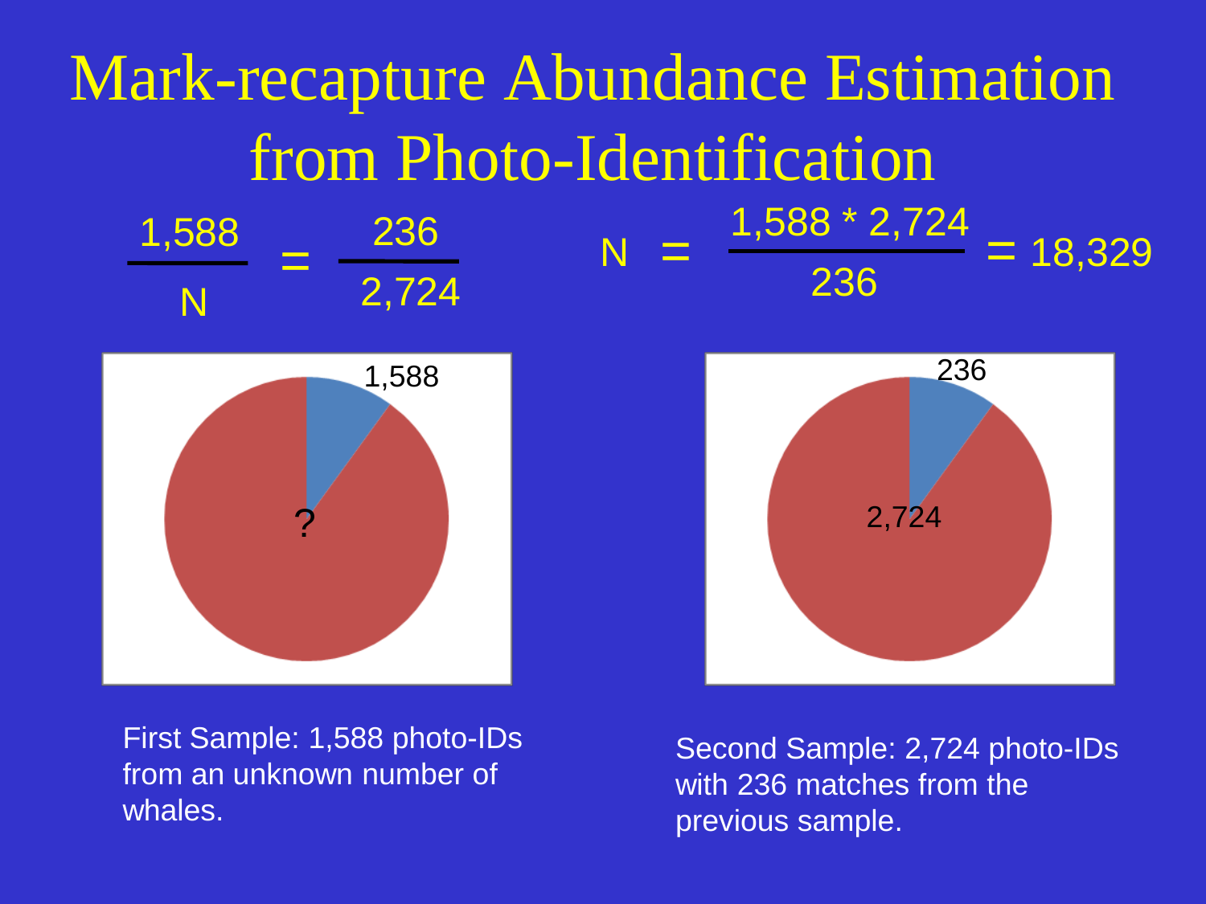# Mark-recapture Abundance Estimation from Photo-Identification

$$\frac{1{,}588}{N} = \frac{236}{2{,}724}$$

$$N = \frac{1{,}588 * 2{,}724}{236} = 18{,}329$$

First Sample: 1,588 photo-IDs from an unknown number of whales.

Second Sample: 2,724 photo-IDs with 236 matches from the previous sample.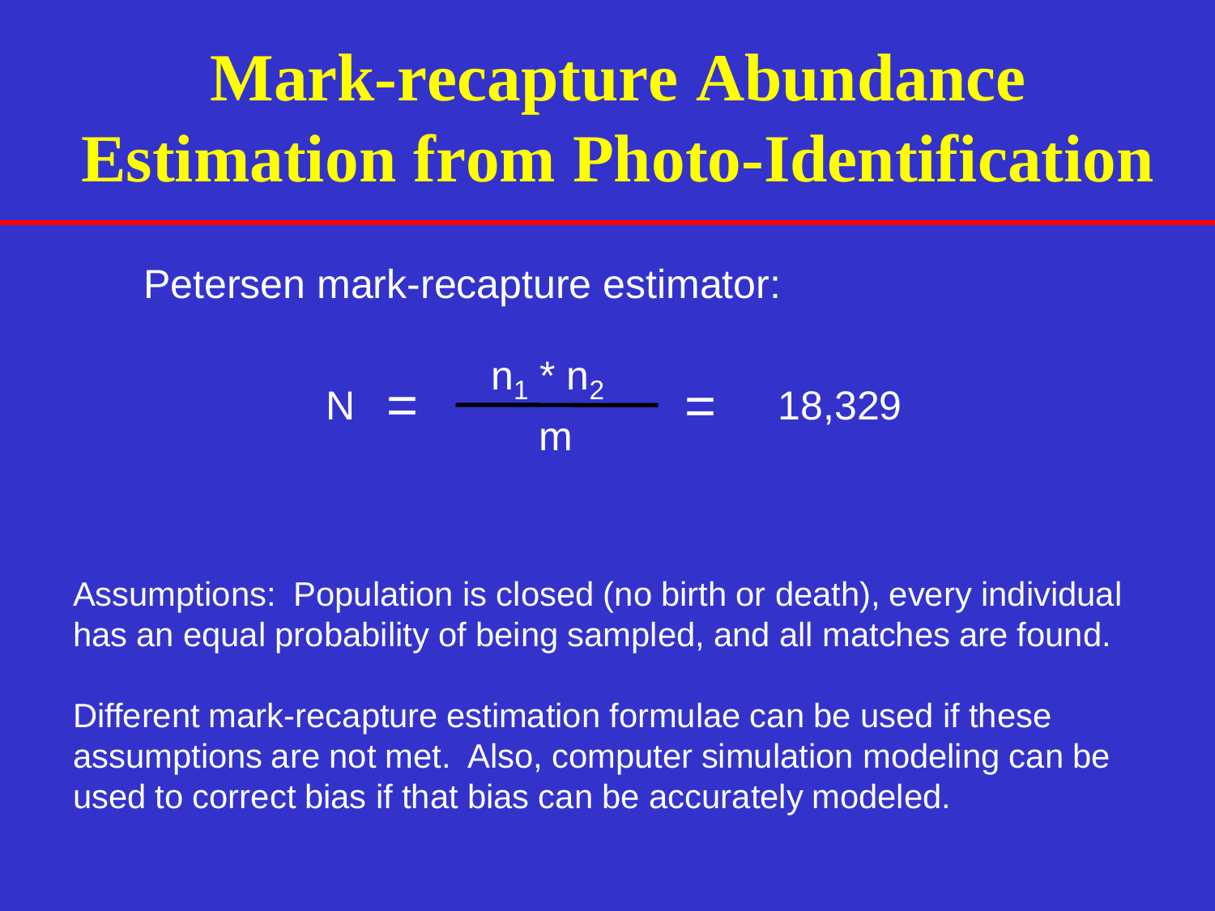# Mark-recapture Abundance Estimation from Photo-Identification

Petersen mark-recapture estimator:

$$N = \frac{n_1 * n_2}{m} = 18,329$$

Assumptions: Population is closed (no birth or death), every individual has an equal probability of being sampled, and all matches are found.

Different mark-recapture estimation formulae can be used if these assumptions are not met. Also, computer simulation modeling can be used to correct bias if that bias can be accurately modeled.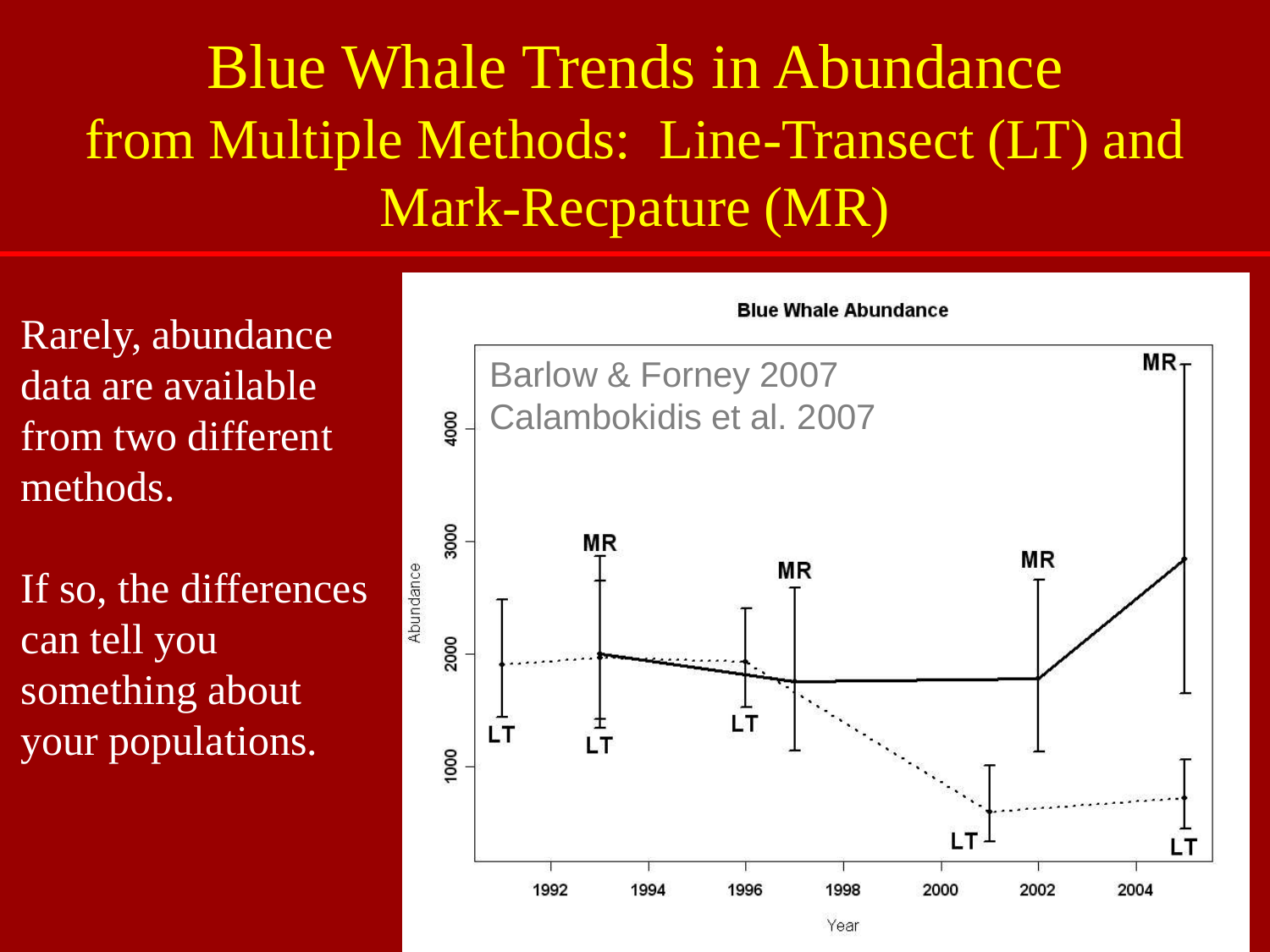# Blue Whale Trends in Abundance from Multiple Methods: Line-Transect (LT) and Mark-Recpature (MR)

Rarely, abundance data are available from two different methods.

If so, the differences can tell you something about your populations.

**Blue Whale Abundance**

Barlow & Forney 2007
Calambokidis et al. 2007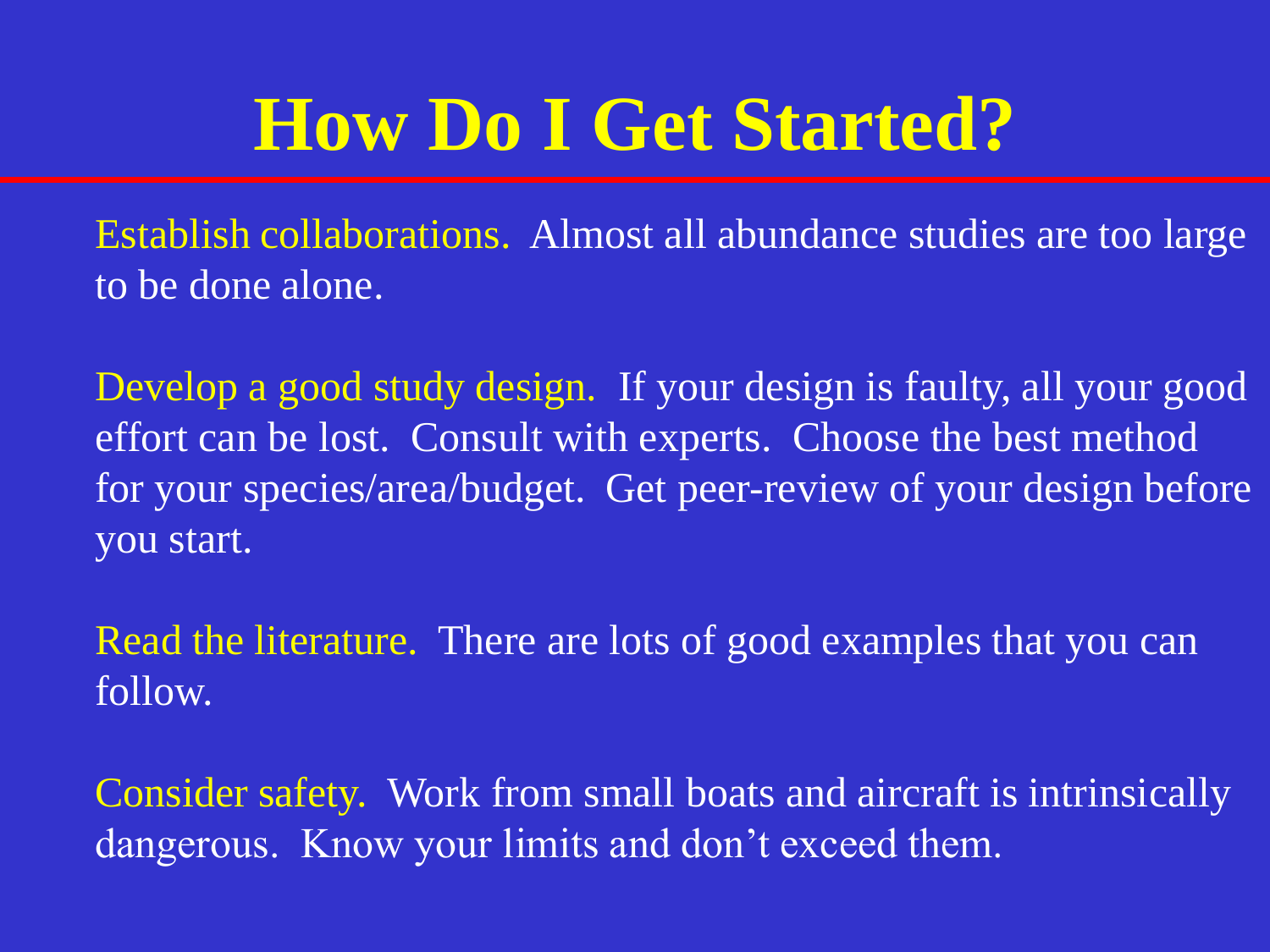# How Do I Get Started?

Establish collaborations. Almost all abundance studies are too large to be done alone.

Develop a good study design. If your design is faulty, all your good effort can be lost. Consult with experts. Choose the best method for your species/area/budget. Get peer-review of your design before you start.

Read the literature. There are lots of good examples that you can follow.

Consider safety. Work from small boats and aircraft is intrinsically dangerous. Know your limits and don't exceed them.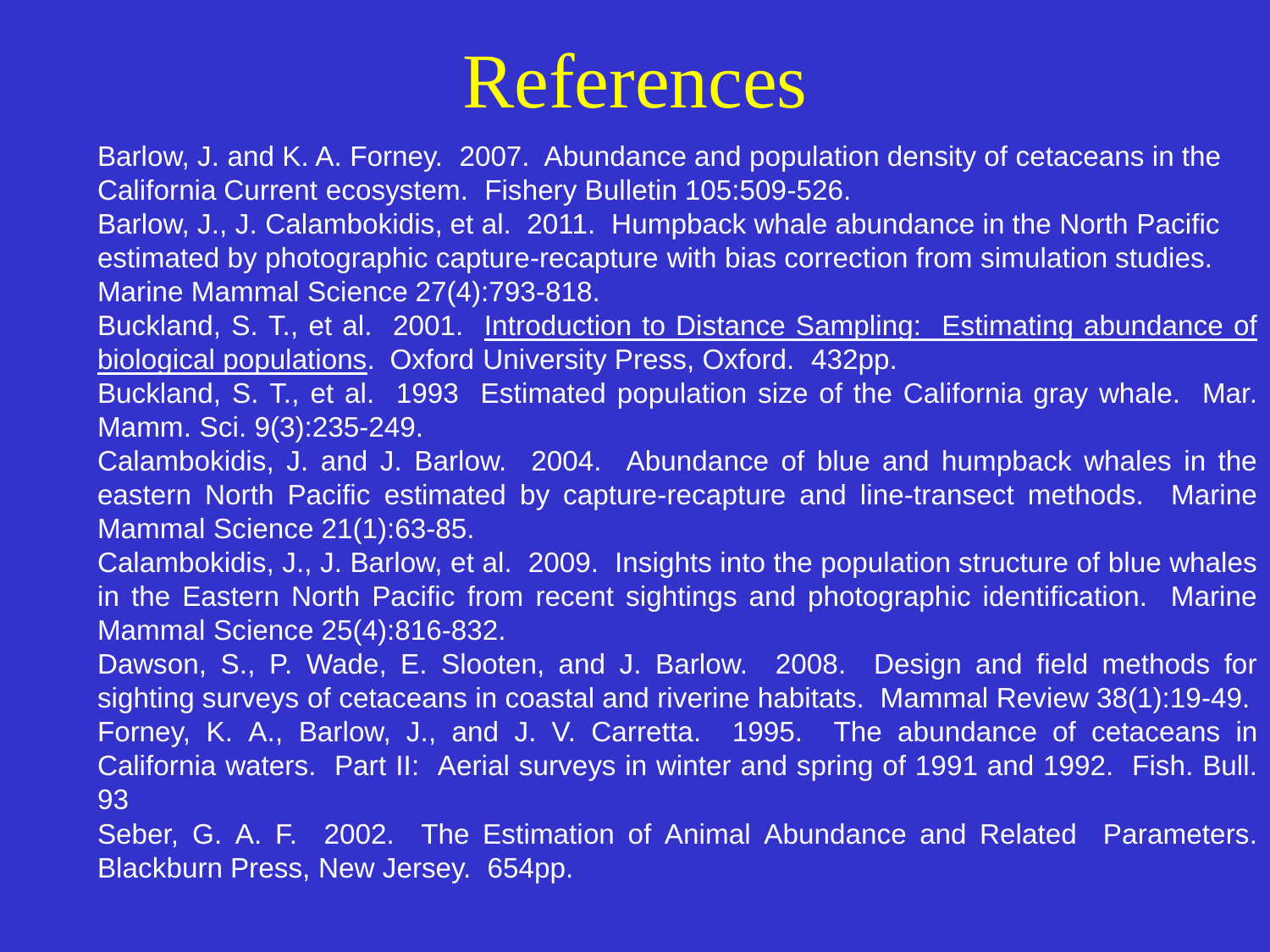# References

Barlow, J. and K. A. Forney. 2007. Abundance and population density of cetaceans in the California Current ecosystem. Fishery Bulletin 105:509-526.

Barlow, J., J. Calambokidis, et al. 2011. Humpback whale abundance in the North Pacific estimated by photographic capture-recapture with bias correction from simulation studies. Marine Mammal Science 27(4):793-818.

Buckland, S. T., et al. 2001. Introduction to Distance Sampling: Estimating abundance of biological populations. Oxford University Press, Oxford. 432pp.

Buckland, S. T., et al. 1993 Estimated population size of the California gray whale. Mar. Mamm. Sci. 9(3):235-249.

Calambokidis, J. and J. Barlow. 2004. Abundance of blue and humpback whales in the eastern North Pacific estimated by capture-recapture and line-transect methods. Marine Mammal Science 21(1):63-85.

Calambokidis, J., J. Barlow, et al. 2009. Insights into the population structure of blue whales in the Eastern North Pacific from recent sightings and photographic identification. Marine Mammal Science 25(4):816-832.

Dawson, S., P. Wade, E. Slooten, and J. Barlow. 2008. Design and field methods for sighting surveys of cetaceans in coastal and riverine habitats. Mammal Review 38(1):19-49.

Forney, K. A., Barlow, J., and J. V. Carretta. 1995. The abundance of cetaceans in California waters. Part II: Aerial surveys in winter and spring of 1991 and 1992. Fish. Bull. 93

Seber, G. A. F. 2002. The Estimation of Animal Abundance and Related Parameters. Blackburn Press, New Jersey. 654pp.